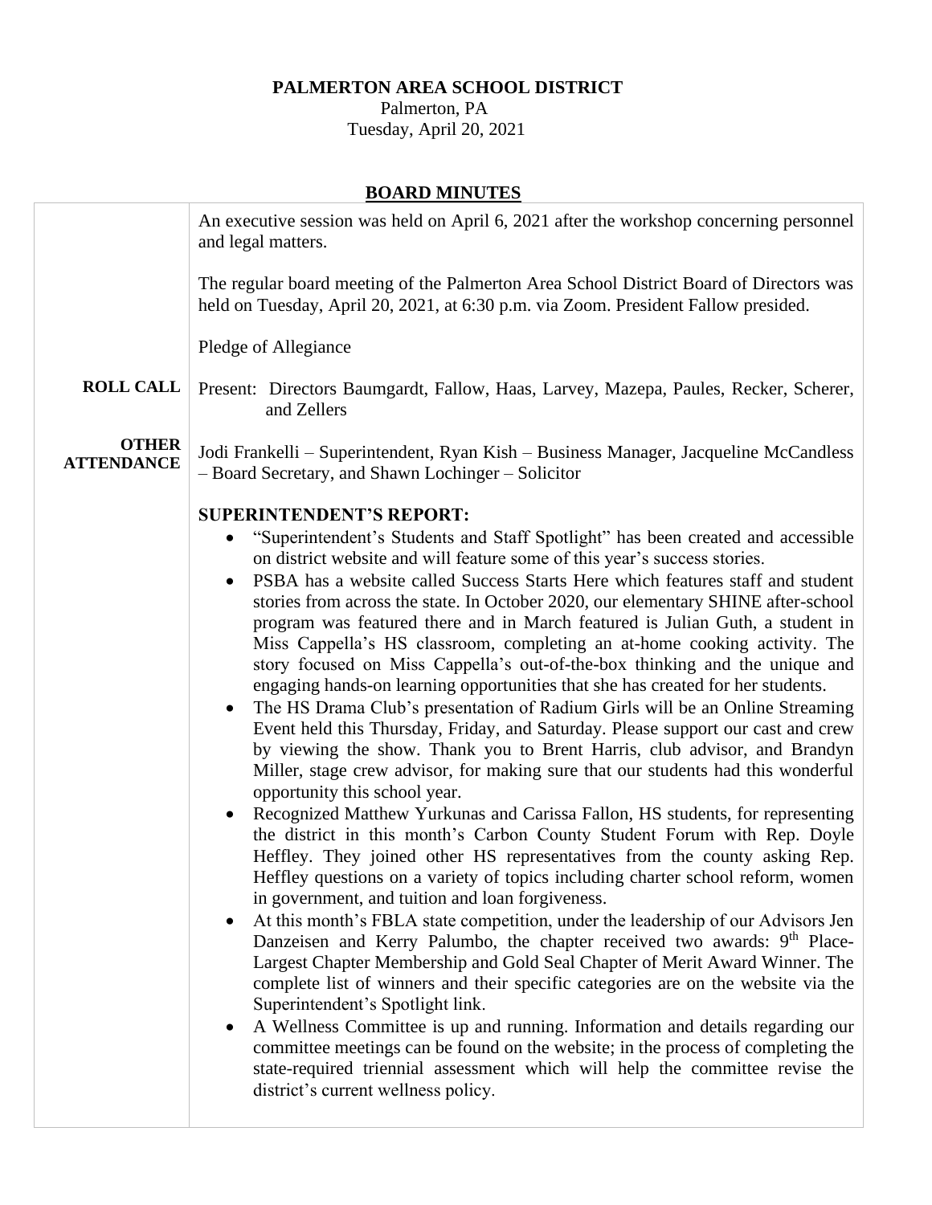**PALMERTON AREA SCHOOL DISTRICT**

Palmerton, PA

Tuesday, April 20, 2021

## BOARD MINUTES

An executive session was held on April 6, 2021 after the workshop concerning personnel and legal matters.

The regular board meeting of the Palmerton Area School District Board of Directors was held on Tuesday, April 20, 2021, at 6:30 p.m. via Zoom. President Fallow presided.

Pledge of Allegiance

**ROLL CALL**

Present: Directors Baumgardt, Fallow, Haas, Larvey, Mazepa, Paules, Recker, Scherer, and Zellers

**OTHER ATTENDANCE**

Jodi Frankelli – Superintendent, Ryan Kish – Business Manager, Jacqueline McCandless – Board Secretary, and Shawn Lochinger – Solicitor

**SUPERINTENDENT'S REPORT:**

- "Superintendent's Students and Staff Spotlight" has been created and accessible on district website and will feature some of this year's success stories.
- PSBA has a website called Success Starts Here which features staff and student stories from across the state. In October 2020, our elementary SHINE after-school program was featured there and in March featured is Julian Guth, a student in Miss Cappella's HS classroom, completing an at-home cooking activity. The story focused on Miss Cappella's out-of-the-box thinking and the unique and engaging hands-on learning opportunities that she has created for her students.
- The HS Drama Club's presentation of Radium Girls will be an Online Streaming Event held this Thursday, Friday, and Saturday. Please support our cast and crew by viewing the show. Thank you to Brent Harris, club advisor, and Brandyn Miller, stage crew advisor, for making sure that our students had this wonderful opportunity this school year.
- Recognized Matthew Yurkunas and Carissa Fallon, HS students, for representing the district in this month's Carbon County Student Forum with Rep. Doyle Heffley. They joined other HS representatives from the county asking Rep. Heffley questions on a variety of topics including charter school reform, women in government, and tuition and loan forgiveness.
- At this month's FBLA state competition, under the leadership of our Advisors Jen Danzeisen and Kerry Palumbo, the chapter received two awards: 9th Place-Largest Chapter Membership and Gold Seal Chapter of Merit Award Winner. The complete list of winners and their specific categories are on the website via the Superintendent's Spotlight link.
- A Wellness Committee is up and running. Information and details regarding our committee meetings can be found on the website; in the process of completing the state-required triennial assessment which will help the committee revise the district's current wellness policy.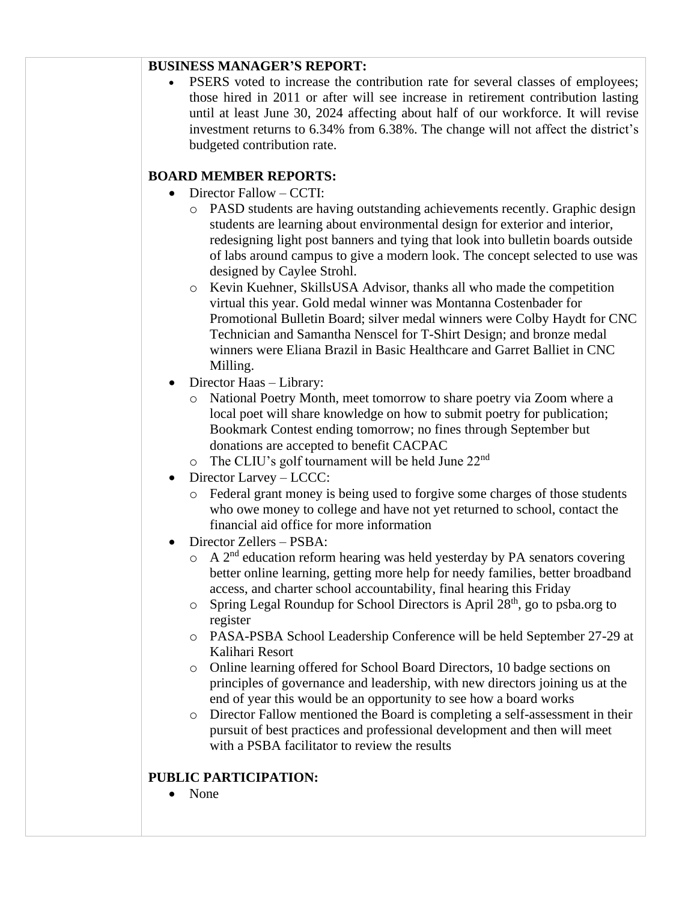**BUSINESS MANAGER'S REPORT:**

- PSERS voted to increase the contribution rate for several classes of employees; those hired in 2011 or after will see increase in retirement contribution lasting until at least June 30, 2024 affecting about half of our workforce. It will revise investment returns to 6.34% from 6.38%. The change will not affect the district's budgeted contribution rate.

**BOARD MEMBER REPORTS:**

- Director Fallow – CCTI:
  - PASD students are having outstanding achievements recently. Graphic design students are learning about environmental design for exterior and interior, redesigning light post banners and tying that look into bulletin boards outside of labs around campus to give a modern look. The concept selected to use was designed by Caylee Strohl.
  - Kevin Kuehner, SkillsUSA Advisor, thanks all who made the competition virtual this year. Gold medal winner was Montanna Costenbader for Promotional Bulletin Board; silver medal winners were Colby Haydt for CNC Technician and Samantha Nenscel for T-Shirt Design; and bronze medal winners were Eliana Brazil in Basic Healthcare and Garret Balliet in CNC Milling.
- Director Haas – Library:
  - National Poetry Month, meet tomorrow to share poetry via Zoom where a local poet will share knowledge on how to submit poetry for publication; Bookmark Contest ending tomorrow; no fines through September but donations are accepted to benefit CACPAC
  - The CLIU's golf tournament will be held June 22nd
- Director Larvey – LCCC:
  - Federal grant money is being used to forgive some charges of those students who owe money to college and have not yet returned to school, contact the financial aid office for more information
- Director Zellers – PSBA:
  - A 2nd education reform hearing was held yesterday by PA senators covering better online learning, getting more help for needy families, better broadband access, and charter school accountability, final hearing this Friday
  - Spring Legal Roundup for School Directors is April 28th, go to psba.org to register
  - PASA-PSBA School Leadership Conference will be held September 27-29 at Kalihari Resort
  - Online learning offered for School Board Directors, 10 badge sections on principles of governance and leadership, with new directors joining us at the end of year this would be an opportunity to see how a board works
  - Director Fallow mentioned the Board is completing a self-assessment in their pursuit of best practices and professional development and then will meet with a PSBA facilitator to review the results

**PUBLIC PARTICIPATION:**

- None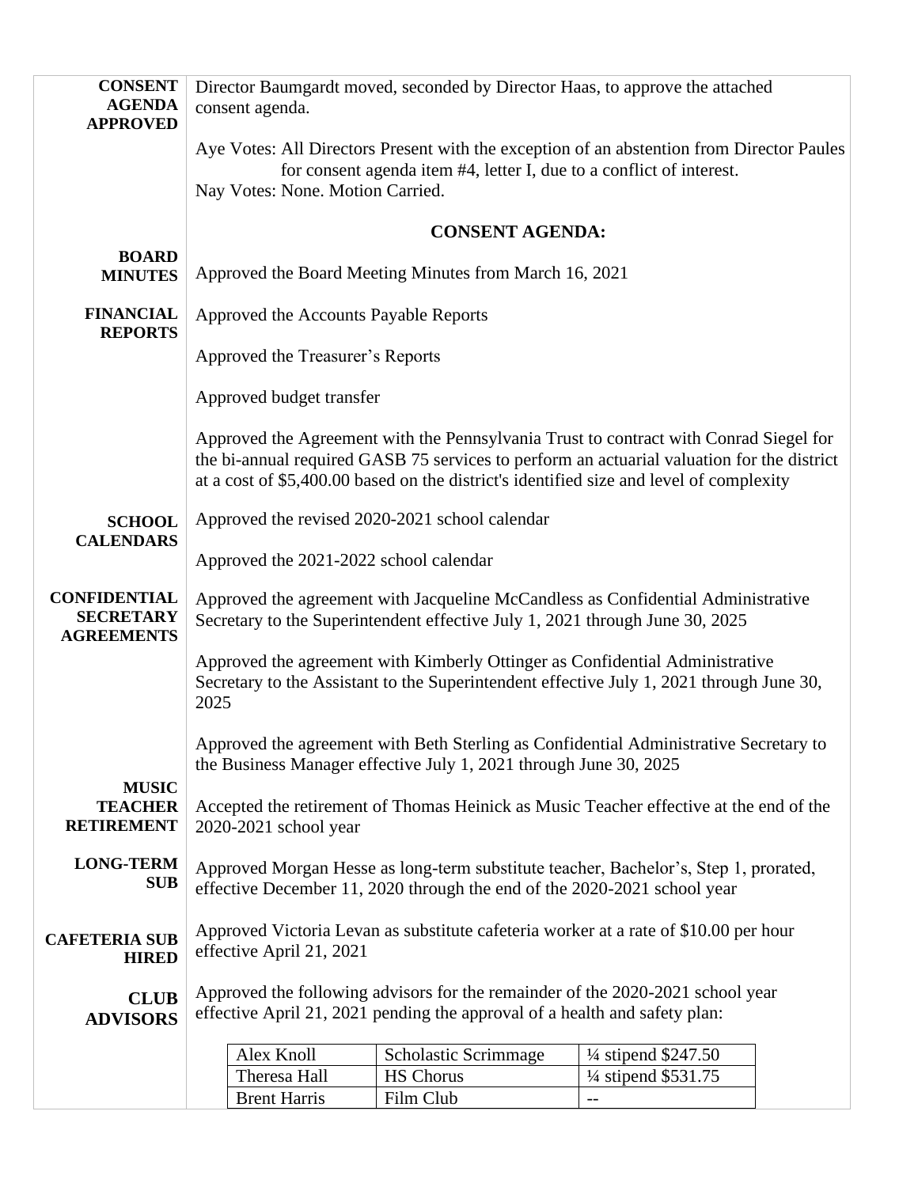**CONSENT AGENDA APPROVED**

Director Baumgardt moved, seconded by Director Haas, to approve the attached consent agenda.

Aye Votes: All Directors Present with the exception of an abstention from Director Paules for consent agenda item #4, letter I, due to a conflict of interest.
Nay Votes: None. Motion Carried.

**CONSENT AGENDA:**

**BOARD MINUTES**

Approved the Board Meeting Minutes from March 16, 2021

**FINANCIAL REPORTS**

Approved the Accounts Payable Reports

Approved the Treasurer's Reports

Approved budget transfer

Approved the Agreement with the Pennsylvania Trust to contract with Conrad Siegel for the bi-annual required GASB 75 services to perform an actuarial valuation for the district at a cost of $5,400.00 based on the district's identified size and level of complexity

**SCHOOL CALENDARS**

Approved the revised 2020-2021 school calendar

Approved the 2021-2022 school calendar

**CONFIDENTIAL SECRETARY AGREEMENTS**

Approved the agreement with Jacqueline McCandless as Confidential Administrative Secretary to the Superintendent effective July 1, 2021 through June 30, 2025

Approved the agreement with Kimberly Ottinger as Confidential Administrative Secretary to the Assistant to the Superintendent effective July 1, 2021 through June 30, 2025

Approved the agreement with Beth Sterling as Confidential Administrative Secretary to the Business Manager effective July 1, 2021 through June 30, 2025

**MUSIC TEACHER RETIREMENT**

Accepted the retirement of Thomas Heinick as Music Teacher effective at the end of the 2020-2021 school year

**LONG-TERM SUB**

Approved Morgan Hesse as long-term substitute teacher, Bachelor's, Step 1, prorated, effective December 11, 2020 through the end of the 2020-2021 school year

**CAFETERIA SUB HIRED**

Approved Victoria Levan as substitute cafeteria worker at a rate of $10.00 per hour effective April 21, 2021

**CLUB ADVISORS**

Approved the following advisors for the remainder of the 2020-2021 school year effective April 21, 2021 pending the approval of a health and safety plan:

| | | |
|---|---|---|
| Alex Knoll | Scholastic Scrimmage | ¼ stipend $247.50 |
| Theresa Hall | HS Chorus | ¼ stipend $531.75 |
| Brent Harris | Film Club | -- |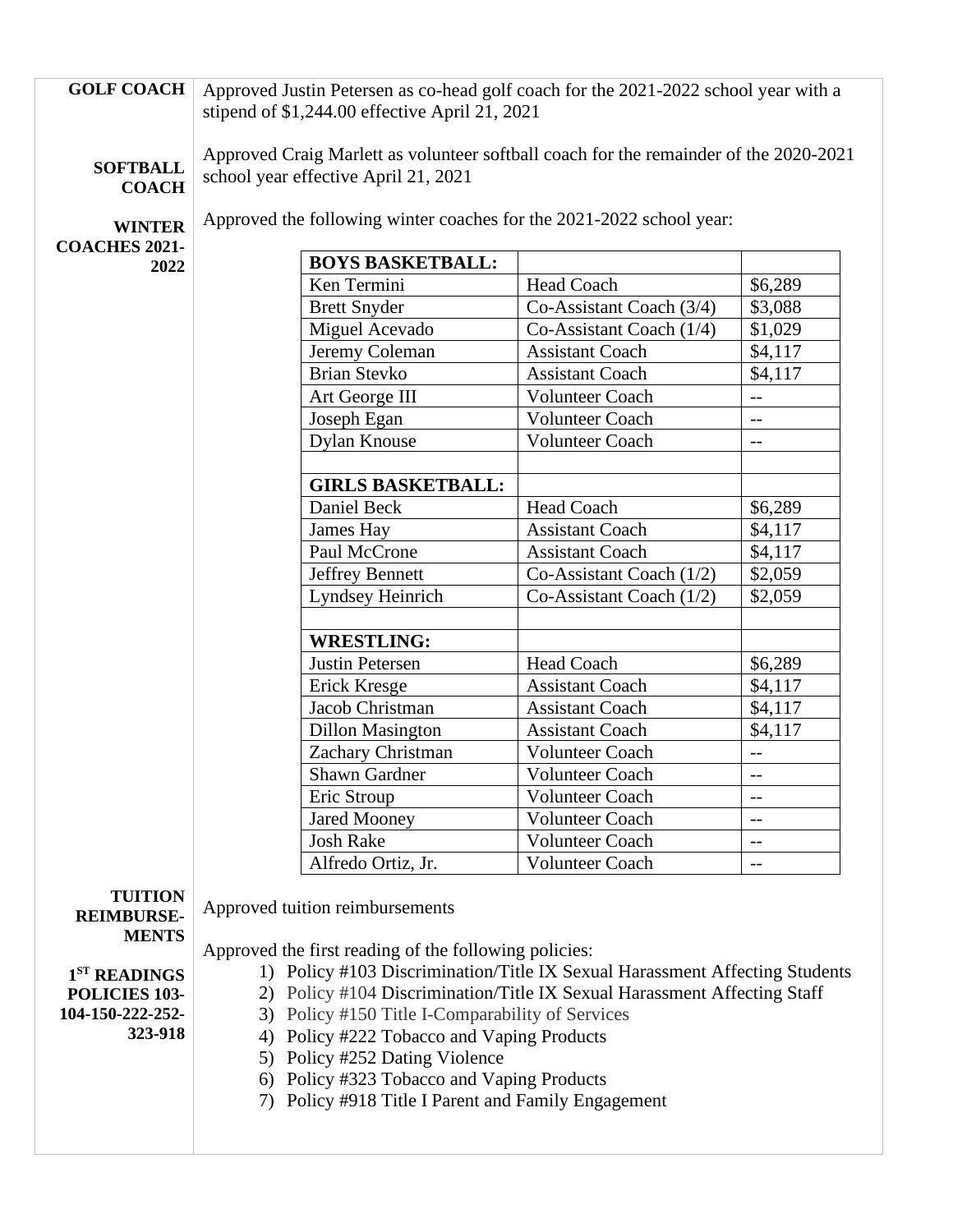**GOLF COACH**

Approved Justin Petersen as co-head golf coach for the 2021-2022 school year with a stipend of $1,244.00 effective April 21, 2021

**SOFTBALL COACH**

Approved Craig Marlett as volunteer softball coach for the remainder of the 2020-2021 school year effective April 21, 2021

**WINTER COACHES 2021-2022**

Approved the following winter coaches for the 2021-2022 school year:

| **BOYS BASKETBALL:** | | |
|---|---|---|
| Ken Termini | Head Coach | $6,289 |
| Brett Snyder | Co-Assistant Coach (3/4) | $3,088 |
| Miguel Acevado | Co-Assistant Coach (1/4) | $1,029 |
| Jeremy Coleman | Assistant Coach | $4,117 |
| Brian Stevko | Assistant Coach | $4,117 |
| Art George III | Volunteer Coach | -- |
| Joseph Egan | Volunteer Coach | -- |
| Dylan Knouse | Volunteer Coach | -- |
| | | |
| **GIRLS BASKETBALL:** | | |
| Daniel Beck | Head Coach | $6,289 |
| James Hay | Assistant Coach | $4,117 |
| Paul McCrone | Assistant Coach | $4,117 |
| Jeffrey Bennett | Co-Assistant Coach (1/2) | $2,059 |
| Lyndsey Heinrich | Co-Assistant Coach (1/2) | $2,059 |
| | | |
| **WRESTLING:** | | |
| Justin Petersen | Head Coach | $6,289 |
| Erick Kresge | Assistant Coach | $4,117 |
| Jacob Christman | Assistant Coach | $4,117 |
| Dillon Masington | Assistant Coach | $4,117 |
| Zachary Christman | Volunteer Coach | -- |
| Shawn Gardner | Volunteer Coach | -- |
| Eric Stroup | Volunteer Coach | -- |
| Jared Mooney | Volunteer Coach | -- |
| Josh Rake | Volunteer Coach | -- |
| Alfredo Ortiz, Jr. | Volunteer Coach | -- |

**TUITION REIMBURSE-MENTS**

Approved tuition reimbursements

**1ST READINGS POLICIES 103-104-150-222-252-323-918**

Approved the first reading of the following policies:

1) Policy #103 Discrimination/Title IX Sexual Harassment Affecting Students
2) Policy #104 Discrimination/Title IX Sexual Harassment Affecting Staff
3) Policy #150 Title I-Comparability of Services
4) Policy #222 Tobacco and Vaping Products
5) Policy #252 Dating Violence
6) Policy #323 Tobacco and Vaping Products
7) Policy #918 Title I Parent and Family Engagement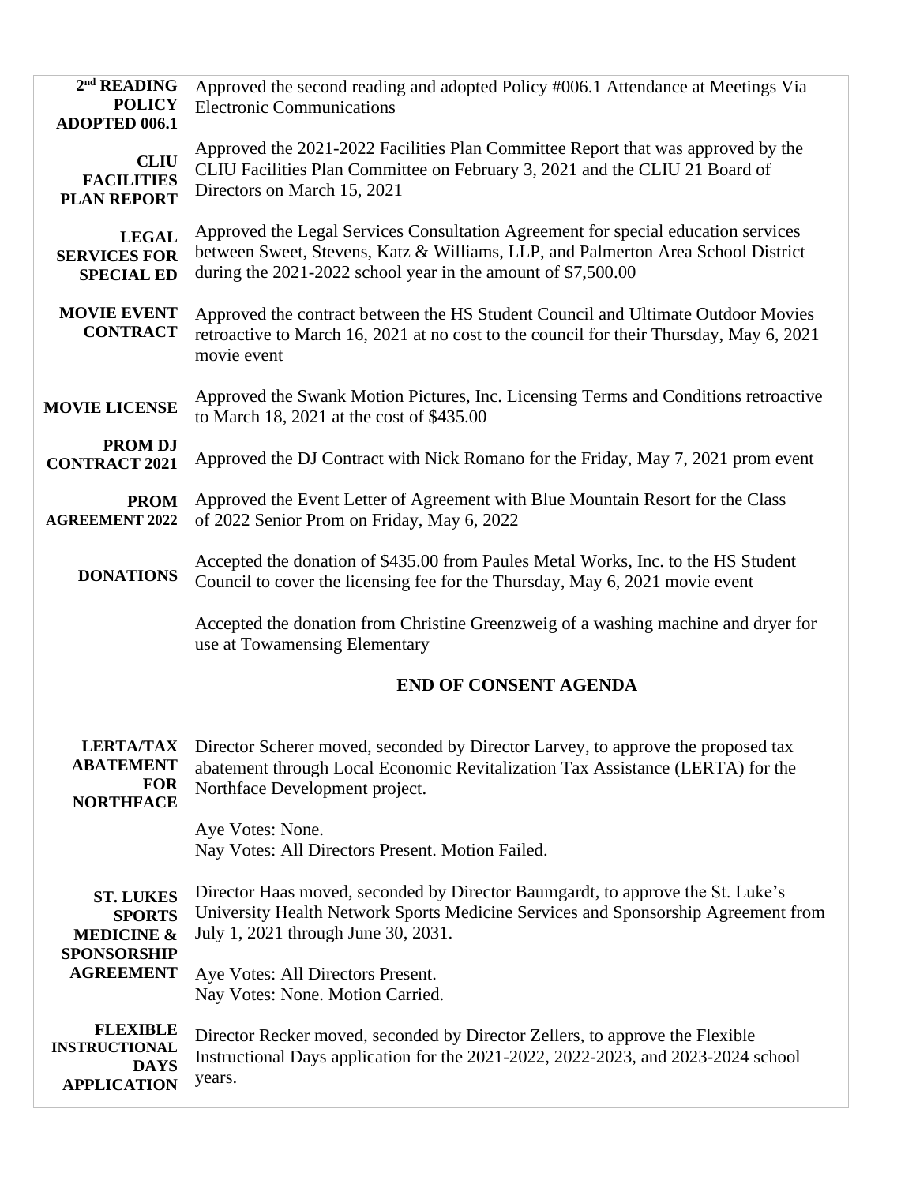| | |
|---|---|
| **2nd READING POLICY ADOPTED 006.1** | Approved the second reading and adopted Policy #006.1 Attendance at Meetings Via Electronic Communications |
| **CLIU FACILITIES PLAN REPORT** | Approved the 2021-2022 Facilities Plan Committee Report that was approved by the CLIU Facilities Plan Committee on February 3, 2021 and the CLIU 21 Board of Directors on March 15, 2021 |
| **LEGAL SERVICES FOR SPECIAL ED** | Approved the Legal Services Consultation Agreement for special education services between Sweet, Stevens, Katz & Williams, LLP, and Palmerton Area School District during the 2021-2022 school year in the amount of $7,500.00 |
| **MOVIE EVENT CONTRACT** | Approved the contract between the HS Student Council and Ultimate Outdoor Movies retroactive to March 16, 2021 at no cost to the council for their Thursday, May 6, 2021 movie event |
| **MOVIE LICENSE** | Approved the Swank Motion Pictures, Inc. Licensing Terms and Conditions retroactive to March 18, 2021 at the cost of $435.00 |
| **PROM DJ CONTRACT 2021** | Approved the DJ Contract with Nick Romano for the Friday, May 7, 2021 prom event |
| **PROM AGREEMENT 2022** | Approved the Event Letter of Agreement with Blue Mountain Resort for the Class of 2022 Senior Prom on Friday, May 6, 2022 |
| **DONATIONS** | Accepted the donation of $435.00 from Paules Metal Works, Inc. to the HS Student Council to cover the licensing fee for the Thursday, May 6, 2021 movie event<br><br>Accepted the donation from Christine Greenzweig of a washing machine and dryer for use at Towamensing Elementary |
| | **END OF CONSENT AGENDA** |
| **LERTA/TAX ABATEMENT FOR NORTHFACE** | Director Scherer moved, seconded by Director Larvey, to approve the proposed tax abatement through Local Economic Revitalization Tax Assistance (LERTA) for the Northface Development project.<br><br>Aye Votes: None.<br>Nay Votes: All Directors Present. Motion Failed. |
| **ST. LUKES SPORTS MEDICINE & SPONSORSHIP AGREEMENT** | Director Haas moved, seconded by Director Baumgardt, to approve the St. Luke's University Health Network Sports Medicine Services and Sponsorship Agreement from July 1, 2021 through June 30, 2031.<br><br>Aye Votes: All Directors Present.<br>Nay Votes: None. Motion Carried. |
| **FLEXIBLE INSTRUCTIONAL DAYS APPLICATION** | Director Recker moved, seconded by Director Zellers, to approve the Flexible Instructional Days application for the 2021-2022, 2022-2023, and 2023-2024 school years. |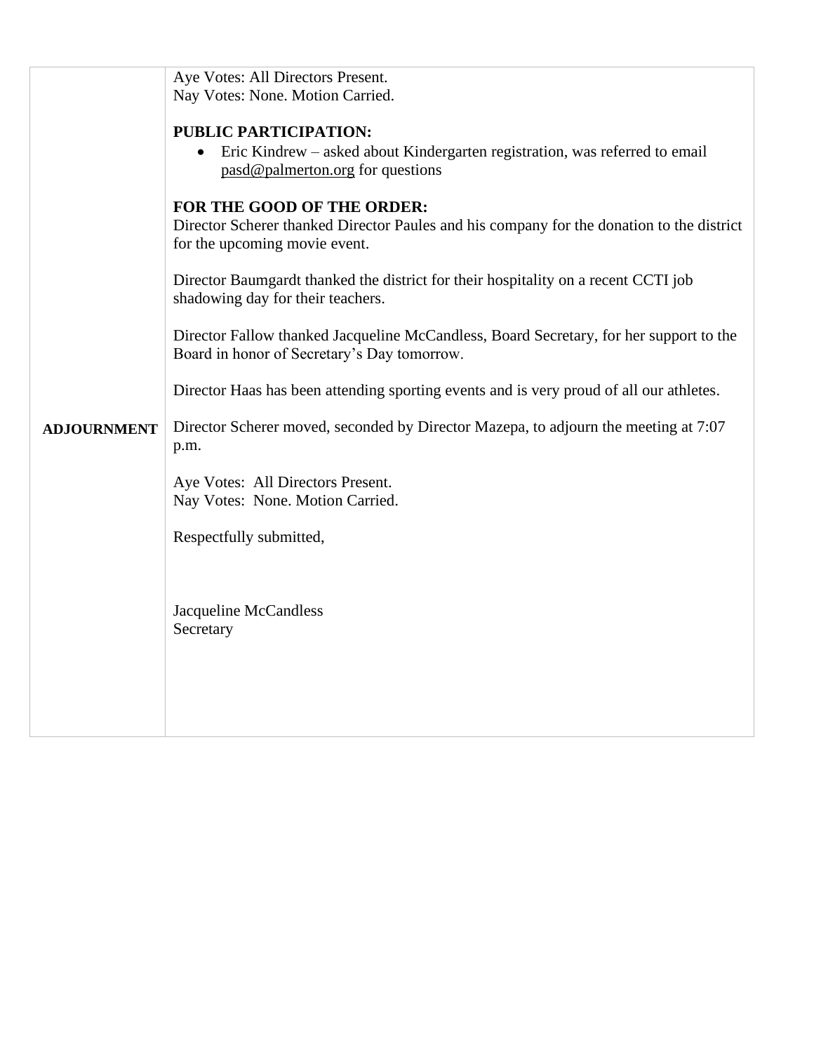| | |
|---|---|
| | Aye Votes: All Directors Present.<br>Nay Votes: None. Motion Carried.<br><br>**PUBLIC PARTICIPATION:**<br>• Eric Kindrew – asked about Kindergarten registration, was referred to email pasd@palmerton.org for questions<br><br>**FOR THE GOOD OF THE ORDER:**<br>Director Scherer thanked Director Paules and his company for the donation to the district for the upcoming movie event.<br><br>Director Baumgardt thanked the district for their hospitality on a recent CCTI job shadowing day for their teachers.<br><br>Director Fallow thanked Jacqueline McCandless, Board Secretary, for her support to the Board in honor of Secretary's Day tomorrow.<br><br>Director Haas has been attending sporting events and is very proud of all our athletes. |
| **ADJOURNMENT** | Director Scherer moved, seconded by Director Mazepa, to adjourn the meeting at 7:07 p.m.<br><br>Aye Votes: All Directors Present.<br>Nay Votes: None. Motion Carried.<br><br>Respectfully submitted,<br><br><br>Jacqueline McCandless<br>Secretary |